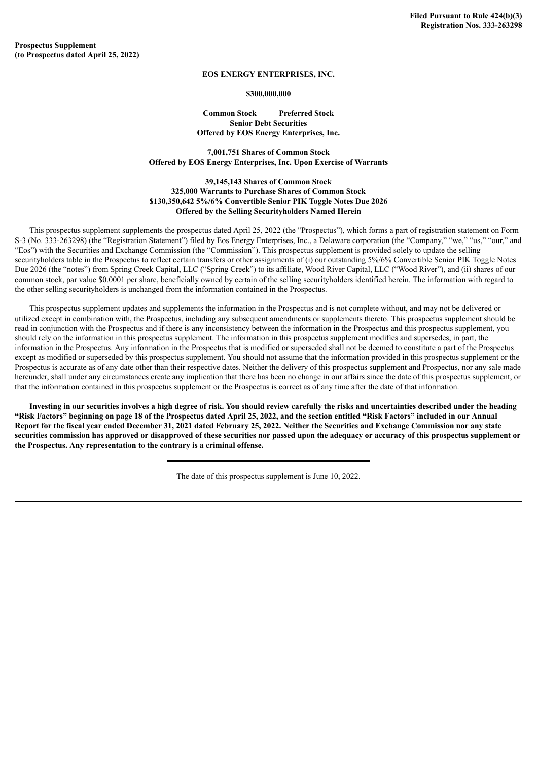**Filed Pursuant to Rule 424(b)(3)**
**Registration Nos. 333-263298**

**Prospectus Supplement**
**(to Prospectus dated April 25, 2022)**

**EOS ENERGY ENTERPRISES, INC.**

**$300,000,000**

**Common Stock Preferred Stock**
**Senior Debt Securities**
**Offered by EOS Energy Enterprises, Inc.**

**7,001,751 Shares of Common Stock**
**Offered by EOS Energy Enterprises, Inc. Upon Exercise of Warrants**

**39,145,143 Shares of Common Stock**
**325,000 Warrants to Purchase Shares of Common Stock**
**$130,350,642 5%/6% Convertible Senior PIK Toggle Notes Due 2026**
**Offered by the Selling Securityholders Named Herein**

This prospectus supplement supplements the prospectus dated April 25, 2022 (the "Prospectus"), which forms a part of registration statement on Form S-3 (No. 333-263298) (the "Registration Statement") filed by Eos Energy Enterprises, Inc., a Delaware corporation (the "Company," "we," "us," "our," and "Eos") with the Securities and Exchange Commission (the "Commission"). This prospectus supplement is provided solely to update the selling securityholders table in the Prospectus to reflect certain transfers or other assignments of (i) our outstanding 5%/6% Convertible Senior PIK Toggle Notes Due 2026 (the "notes") from Spring Creek Capital, LLC ("Spring Creek") to its affiliate, Wood River Capital, LLC ("Wood River"), and (ii) shares of our common stock, par value $0.0001 per share, beneficially owned by certain of the selling securityholders identified herein. The information with regard to the other selling securityholders is unchanged from the information contained in the Prospectus.

This prospectus supplement updates and supplements the information in the Prospectus and is not complete without, and may not be delivered or utilized except in combination with, the Prospectus, including any subsequent amendments or supplements thereto. This prospectus supplement should be read in conjunction with the Prospectus and if there is any inconsistency between the information in the Prospectus and this prospectus supplement, you should rely on the information in this prospectus supplement. The information in this prospectus supplement modifies and supersedes, in part, the information in the Prospectus. Any information in the Prospectus that is modified or superseded shall not be deemed to constitute a part of the Prospectus except as modified or superseded by this prospectus supplement. You should not assume that the information provided in this prospectus supplement or the Prospectus is accurate as of any date other than their respective dates. Neither the delivery of this prospectus supplement and Prospectus, nor any sale made hereunder, shall under any circumstances create any implication that there has been no change in our affairs since the date of this prospectus supplement, or that the information contained in this prospectus supplement or the Prospectus is correct as of any time after the date of that information.

**Investing in our securities involves a high degree of risk. You should review carefully the risks and uncertainties described under the heading "Risk Factors" beginning on page 18 of the Prospectus dated April 25, 2022, and the section entitled "Risk Factors" included in our Annual Report for the fiscal year ended December 31, 2021 dated February 25, 2022. Neither the Securities and Exchange Commission nor any state securities commission has approved or disapproved of these securities nor passed upon the adequacy or accuracy of this prospectus supplement or the Prospectus. Any representation to the contrary is a criminal offense.**

The date of this prospectus supplement is June 10, 2022.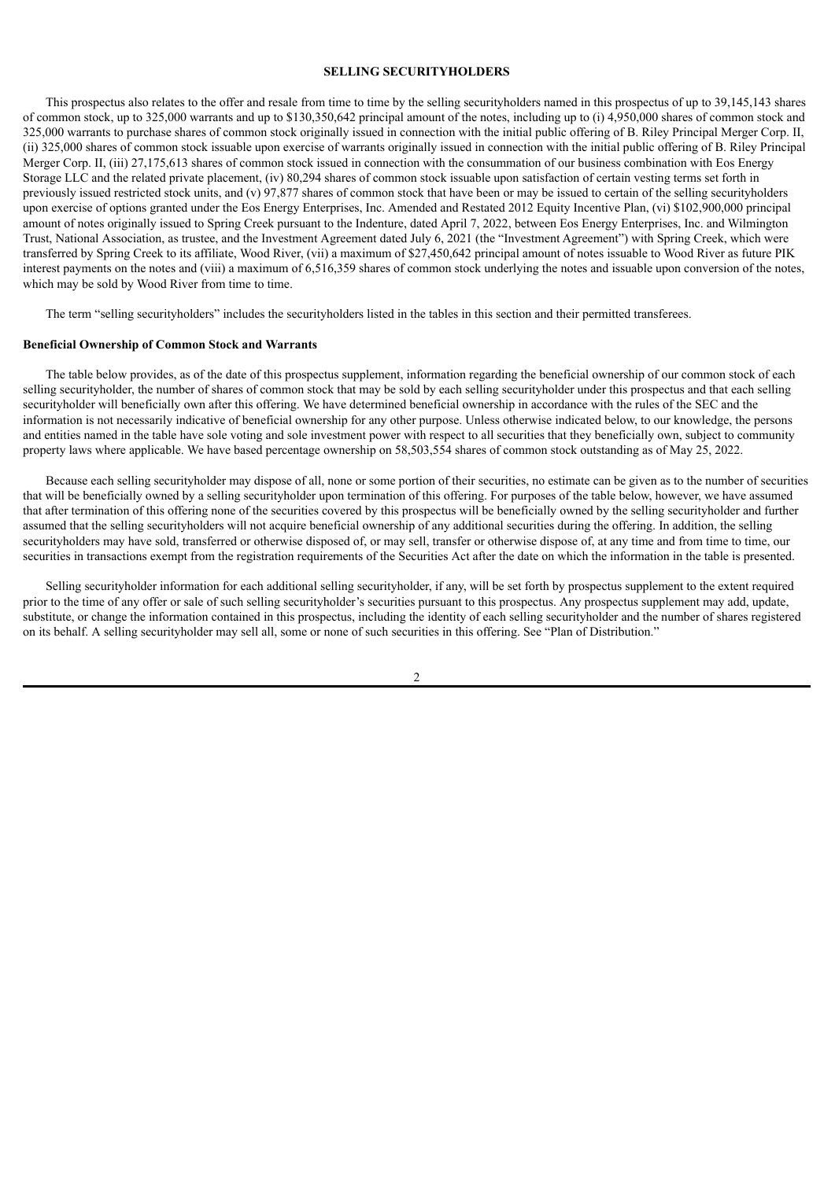## SELLING SECURITYHOLDERS

This prospectus also relates to the offer and resale from time to time by the selling securityholders named in this prospectus of up to 39,145,143 shares of common stock, up to 325,000 warrants and up to $130,350,642 principal amount of the notes, including up to (i) 4,950,000 shares of common stock and 325,000 warrants to purchase shares of common stock originally issued in connection with the initial public offering of B. Riley Principal Merger Corp. II, (ii) 325,000 shares of common stock issuable upon exercise of warrants originally issued in connection with the initial public offering of B. Riley Principal Merger Corp. II, (iii) 27,175,613 shares of common stock issued in connection with the consummation of our business combination with Eos Energy Storage LLC and the related private placement, (iv) 80,294 shares of common stock issuable upon satisfaction of certain vesting terms set forth in previously issued restricted stock units, and (v) 97,877 shares of common stock that have been or may be issued to certain of the selling securityholders upon exercise of options granted under the Eos Energy Enterprises, Inc. Amended and Restated 2012 Equity Incentive Plan, (vi) $102,900,000 principal amount of notes originally issued to Spring Creek pursuant to the Indenture, dated April 7, 2022, between Eos Energy Enterprises, Inc. and Wilmington Trust, National Association, as trustee, and the Investment Agreement dated July 6, 2021 (the "Investment Agreement") with Spring Creek, which were transferred by Spring Creek to its affiliate, Wood River, (vii) a maximum of $27,450,642 principal amount of notes issuable to Wood River as future PIK interest payments on the notes and (viii) a maximum of 6,516,359 shares of common stock underlying the notes and issuable upon conversion of the notes, which may be sold by Wood River from time to time.

The term "selling securityholders" includes the securityholders listed in the tables in this section and their permitted transferees.

### Beneficial Ownership of Common Stock and Warrants

The table below provides, as of the date of this prospectus supplement, information regarding the beneficial ownership of our common stock of each selling securityholder, the number of shares of common stock that may be sold by each selling securityholder under this prospectus and that each selling securityholder will beneficially own after this offering. We have determined beneficial ownership in accordance with the rules of the SEC and the information is not necessarily indicative of beneficial ownership for any other purpose. Unless otherwise indicated below, to our knowledge, the persons and entities named in the table have sole voting and sole investment power with respect to all securities that they beneficially own, subject to community property laws where applicable. We have based percentage ownership on 58,503,554 shares of common stock outstanding as of May 25, 2022.

Because each selling securityholder may dispose of all, none or some portion of their securities, no estimate can be given as to the number of securities that will be beneficially owned by a selling securityholder upon termination of this offering. For purposes of the table below, however, we have assumed that after termination of this offering none of the securities covered by this prospectus will be beneficially owned by the selling securityholder and further assumed that the selling securityholders will not acquire beneficial ownership of any additional securities during the offering. In addition, the selling securityholders may have sold, transferred or otherwise disposed of, or may sell, transfer or otherwise dispose of, at any time and from time to time, our securities in transactions exempt from the registration requirements of the Securities Act after the date on which the information in the table is presented.

Selling securityholder information for each additional selling securityholder, if any, will be set forth by prospectus supplement to the extent required prior to the time of any offer or sale of such selling securityholder's securities pursuant to this prospectus. Any prospectus supplement may add, update, substitute, or change the information contained in this prospectus, including the identity of each selling securityholder and the number of shares registered on its behalf. A selling securityholder may sell all, some or none of such securities in this offering. See "Plan of Distribution."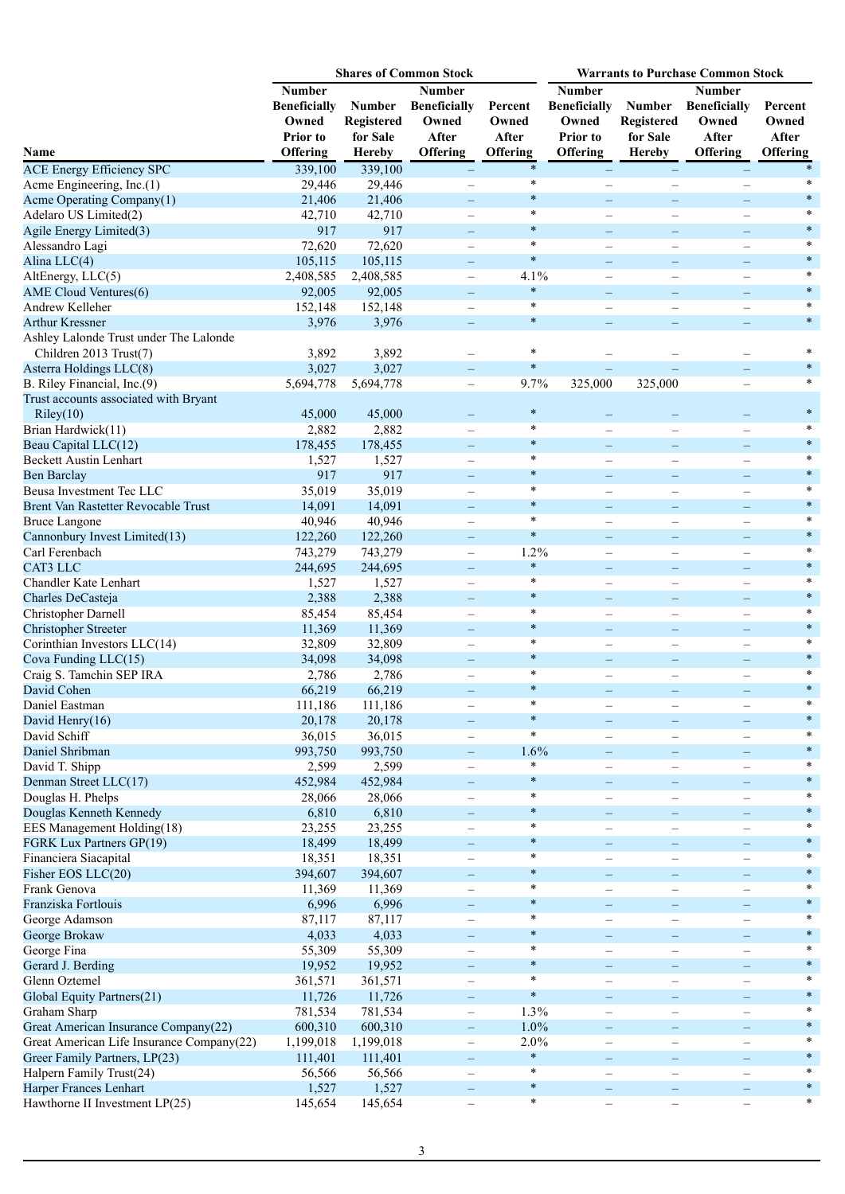| Name | Shares of Common Stock | | | | Warrants to Purchase Common Stock | | | |
|---|---|---|---|---|---|---|---|---|
| | Number Beneficially Owned Prior to Offering | Number Registered for Sale Hereby | Number Beneficially Owned After Offering | Percent Owned After Offering | Number Beneficially Owned Prior to Offering | Number Registered for Sale Hereby | Number Beneficially Owned After Offering | Percent Owned After Offering |
| ACE Energy Efficiency SPC | 339,100 | 339,100 | – | * | – | – | – | * |
| Acme Engineering, Inc.(1) | 29,446 | 29,446 | – | * | – | – | – | * |
| Acme Operating Company(1) | 21,406 | 21,406 | – | * | – | – | – | * |
| Adelaro US Limited(2) | 42,710 | 42,710 | – | * | – | – | – | * |
| Agile Energy Limited(3) | 917 | 917 | – | * | – | – | – | * |
| Alessandro Lagi | 72,620 | 72,620 | – | * | – | – | – | * |
| Alina LLC(4) | 105,115 | 105,115 | – | * | – | – | – | * |
| AltEnergy, LLC(5) | 2,408,585 | 2,408,585 | – | 4.1% | – | – | – | * |
| AME Cloud Ventures(6) | 92,005 | 92,005 | – | * | – | – | – | * |
| Andrew Kelleher | 152,148 | 152,148 | – | * | – | – | – | * |
| Arthur Kressner | 3,976 | 3,976 | – | * | – | – | – | * |
| Ashley Lalonde Trust under The Lalonde Children 2013 Trust(7) | 3,892 | 3,892 | – | * | – | – | – | * |
| Asterra Holdings LLC(8) | 3,027 | 3,027 | – | * | – | – | – | * |
| B. Riley Financial, Inc.(9) | 5,694,778 | 5,694,778 | – | 9.7% | 325,000 | 325,000 | – | * |
| Trust accounts associated with Bryant Riley(10) | 45,000 | 45,000 | – | * | – | – | – | * |
| Brian Hardwick(11) | 2,882 | 2,882 | – | * | – | – | – | * |
| Beau Capital LLC(12) | 178,455 | 178,455 | – | * | – | – | – | * |
| Beckett Austin Lenhart | 1,527 | 1,527 | – | * | – | – | – | * |
| Ben Barclay | 917 | 917 | – | * | – | – | – | * |
| Beusa Investment Tec LLC | 35,019 | 35,019 | – | * | – | – | – | * |
| Brent Van Rastetter Revocable Trust | 14,091 | 14,091 | – | * | – | – | – | * |
| Bruce Langone | 40,946 | 40,946 | – | * | – | – | – | * |
| Cannonbury Invest Limited(13) | 122,260 | 122,260 | – | * | – | – | – | * |
| Carl Ferenbach | 743,279 | 743,279 | – | 1.2% | – | – | – | * |
| CAT3 LLC | 244,695 | 244,695 | – | * | – | – | – | * |
| Chandler Kate Lenhart | 1,527 | 1,527 | – | * | – | – | – | * |
| Charles DeCasteja | 2,388 | 2,388 | – | * | – | – | – | * |
| Christopher Darnell | 85,454 | 85,454 | – | * | – | – | – | * |
| Christopher Streeter | 11,369 | 11,369 | – | * | – | – | – | * |
| Corinthian Investors LLC(14) | 32,809 | 32,809 | – | * | – | – | – | * |
| Cova Funding LLC(15) | 34,098 | 34,098 | – | * | – | – | – | * |
| Craig S. Tamchin SEP IRA | 2,786 | 2,786 | – | * | – | – | – | * |
| David Cohen | 66,219 | 66,219 | – | * | – | – | – | * |
| Daniel Eastman | 111,186 | 111,186 | – | * | – | – | – | * |
| David Henry(16) | 20,178 | 20,178 | – | * | – | – | – | * |
| David Schiff | 36,015 | 36,015 | – | * | – | – | – | * |
| Daniel Shribman | 993,750 | 993,750 | – | 1.6% | – | – | – | * |
| David T. Shipp | 2,599 | 2,599 | – | * | – | – | – | * |
| Denman Street LLC(17) | 452,984 | 452,984 | – | * | – | – | – | * |
| Douglas H. Phelps | 28,066 | 28,066 | – | * | – | – | – | * |
| Douglas Kenneth Kennedy | 6,810 | 6,810 | – | * | – | – | – | * |
| EES Management Holding(18) | 23,255 | 23,255 | – | * | – | – | – | * |
| FGRK Lux Partners GP(19) | 18,499 | 18,499 | – | * | – | – | – | * |
| Financiera Siacapital | 18,351 | 18,351 | – | * | – | – | – | * |
| Fisher EOS LLC(20) | 394,607 | 394,607 | – | * | – | – | – | * |
| Frank Genova | 11,369 | 11,369 | – | * | – | – | – | * |
| Franziska Fortlouis | 6,996 | 6,996 | – | * | – | – | – | * |
| George Adamson | 87,117 | 87,117 | – | * | – | – | – | * |
| George Brokaw | 4,033 | 4,033 | – | * | – | – | – | * |
| George Fina | 55,309 | 55,309 | – | * | – | – | – | * |
| Gerard J. Berding | 19,952 | 19,952 | – | * | – | – | – | * |
| Glenn Oztemel | 361,571 | 361,571 | – | * | – | – | – | * |
| Global Equity Partners(21) | 11,726 | 11,726 | – | * | – | – | – | * |
| Graham Sharp | 781,534 | 781,534 | – | 1.3% | – | – | – | * |
| Great American Insurance Company(22) | 600,310 | 600,310 | – | 1.0% | – | – | – | * |
| Great American Life Insurance Company(22) | 1,199,018 | 1,199,018 | – | 2.0% | – | – | – | * |
| Greer Family Partners, LP(23) | 111,401 | 111,401 | – | * | – | – | – | * |
| Halpern Family Trust(24) | 56,566 | 56,566 | – | * | – | – | – | * |
| Harper Frances Lenhart | 1,527 | 1,527 | – | * | – | – | – | * |
| Hawthorne II Investment LP(25) | 145,654 | 145,654 | – | * | – | – | – | * |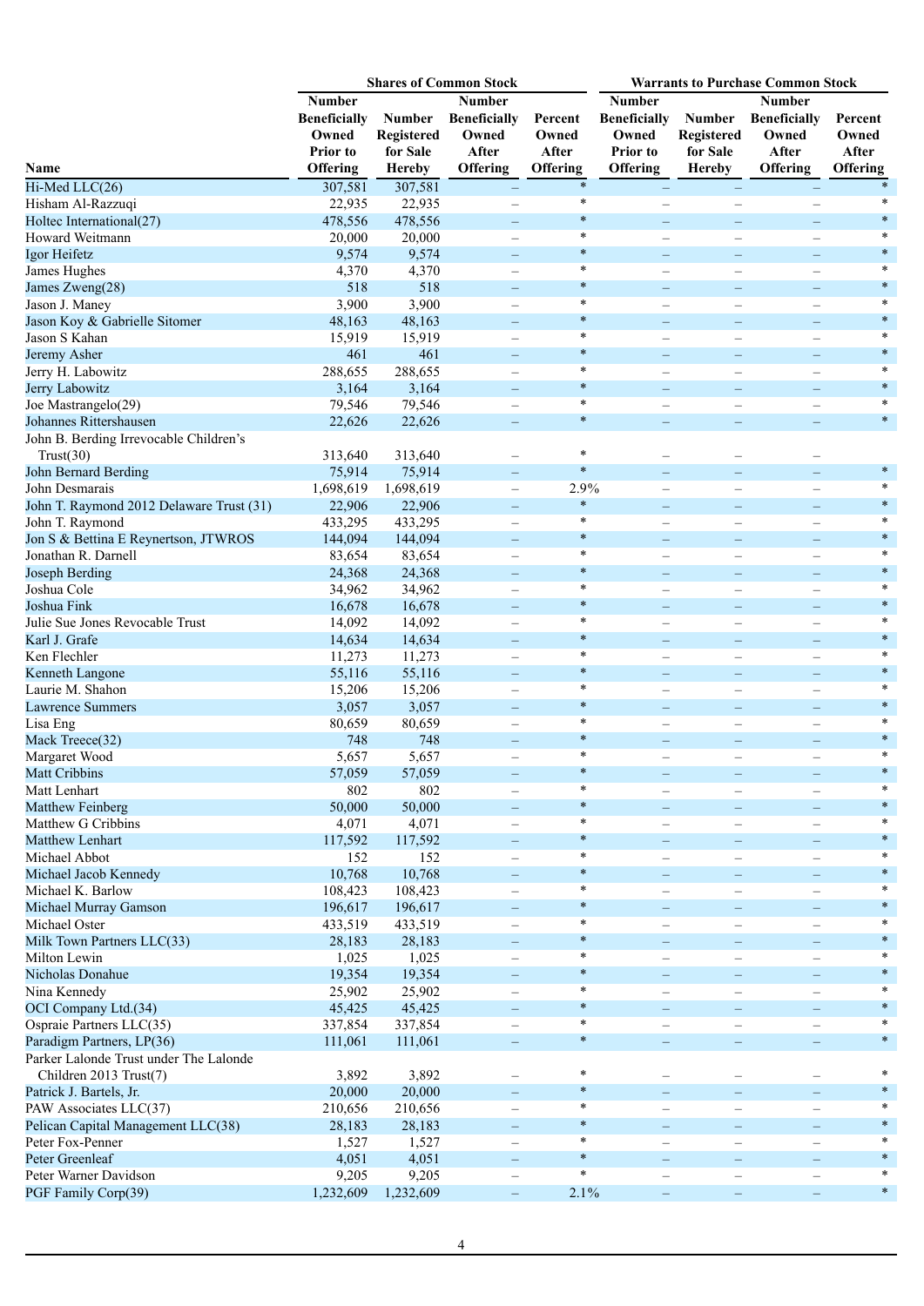| Name | Shares of Common Stock | | | | Warrants to Purchase Common Stock | | | |
|---|---|---|---|---|---|---|---|---|
| | Number Beneficially Owned Prior to Offering | Number Registered for Sale Hereby | Number Beneficially Owned After Offering | Percent Owned After Offering | Number Beneficially Owned Prior to Offering | Number Registered for Sale Hereby | Number Beneficially Owned After Offering | Percent Owned After Offering |
| Hi-Med LLC(26) | 307,581 | 307,581 | – | * | – | – | – | * |
| Hisham Al-Razzuqi | 22,935 | 22,935 | – | * | – | – | – | * |
| Holtec International(27) | 478,556 | 478,556 | – | * | – | – | – | * |
| Howard Weitmann | 20,000 | 20,000 | – | * | – | – | – | * |
| Igor Heifetz | 9,574 | 9,574 | – | * | – | – | – | * |
| James Hughes | 4,370 | 4,370 | – | * | – | – | – | * |
| James Zweng(28) | 518 | 518 | – | * | – | – | – | * |
| Jason J. Maney | 3,900 | 3,900 | – | * | – | – | – | * |
| Jason Koy & Gabrielle Sitomer | 48,163 | 48,163 | – | * | – | – | – | * |
| Jason S Kahan | 15,919 | 15,919 | – | * | – | – | – | * |
| Jeremy Asher | 461 | 461 | – | * | – | – | – | * |
| Jerry H. Labowitz | 288,655 | 288,655 | – | * | – | – | – | * |
| Jerry Labowitz | 3,164 | 3,164 | – | * | – | – | – | * |
| Joe Mastrangelo(29) | 79,546 | 79,546 | – | * | – | – | – | * |
| Johannes Rittershausen | 22,626 | 22,626 | – | * | – | – | – | * |
| John B. Berding Irrevocable Children's Trust(30) | 313,640 | 313,640 | – | * | – | – | – | |
| John Bernard Berding | 75,914 | 75,914 | – | * | – | – | – | * |
| John Desmarais | 1,698,619 | 1,698,619 | – | 2.9% | – | – | – | * |
| John T. Raymond 2012 Delaware Trust (31) | 22,906 | 22,906 | – | * | – | – | – | * |
| John T. Raymond | 433,295 | 433,295 | – | * | – | – | – | * |
| Jon S & Bettina E Reynertson, JTWROS | 144,094 | 144,094 | – | * | – | – | – | * |
| Jonathan R. Darnell | 83,654 | 83,654 | – | * | – | – | – | * |
| Joseph Berding | 24,368 | 24,368 | – | * | – | – | – | * |
| Joshua Cole | 34,962 | 34,962 | – | * | – | – | – | * |
| Joshua Fink | 16,678 | 16,678 | – | * | – | – | – | * |
| Julie Sue Jones Revocable Trust | 14,092 | 14,092 | – | * | – | – | – | * |
| Karl J. Grafe | 14,634 | 14,634 | – | * | – | – | – | * |
| Ken Flechler | 11,273 | 11,273 | – | * | – | – | – | * |
| Kenneth Langone | 55,116 | 55,116 | – | * | – | – | – | * |
| Laurie M. Shahon | 15,206 | 15,206 | – | * | – | – | – | * |
| Lawrence Summers | 3,057 | 3,057 | – | * | – | – | – | * |
| Lisa Eng | 80,659 | 80,659 | – | * | – | – | – | * |
| Mack Treece(32) | 748 | 748 | – | * | – | – | – | * |
| Margaret Wood | 5,657 | 5,657 | – | * | – | – | – | * |
| Matt Cribbins | 57,059 | 57,059 | – | * | – | – | – | * |
| Matt Lenhart | 802 | 802 | – | * | – | – | – | * |
| Matthew Feinberg | 50,000 | 50,000 | – | * | – | – | – | * |
| Matthew G Cribbins | 4,071 | 4,071 | – | * | – | – | – | * |
| Matthew Lenhart | 117,592 | 117,592 | – | * | – | – | – | * |
| Michael Abbot | 152 | 152 | – | * | – | – | – | * |
| Michael Jacob Kennedy | 10,768 | 10,768 | – | * | – | – | – | * |
| Michael K. Barlow | 108,423 | 108,423 | – | * | – | – | – | * |
| Michael Murray Gamson | 196,617 | 196,617 | – | * | – | – | – | * |
| Michael Oster | 433,519 | 433,519 | – | * | – | – | – | * |
| Milk Town Partners LLC(33) | 28,183 | 28,183 | – | * | – | – | – | * |
| Milton Lewin | 1,025 | 1,025 | – | * | – | – | – | * |
| Nicholas Donahue | 19,354 | 19,354 | – | * | – | – | – | * |
| Nina Kennedy | 25,902 | 25,902 | – | * | – | – | – | * |
| OCI Company Ltd.(34) | 45,425 | 45,425 | – | * | – | – | – | * |
| Ospraie Partners LLC(35) | 337,854 | 337,854 | – | * | – | – | – | * |
| Paradigm Partners, LP(36) | 111,061 | 111,061 | – | * | – | – | – | * |
| Parker Lalonde Trust under The Lalonde Children 2013 Trust(7) | 3,892 | 3,892 | – | * | – | – | – | * |
| Patrick J. Bartels, Jr. | 20,000 | 20,000 | – | * | – | – | – | * |
| PAW Associates LLC(37) | 210,656 | 210,656 | – | * | – | – | – | * |
| Pelican Capital Management LLC(38) | 28,183 | 28,183 | – | * | – | – | – | * |
| Peter Fox-Penner | 1,527 | 1,527 | – | * | – | – | – | * |
| Peter Greenleaf | 4,051 | 4,051 | – | * | – | – | – | * |
| Peter Warner Davidson | 9,205 | 9,205 | – | * | – | – | – | * |
| PGF Family Corp(39) | 1,232,609 | 1,232,609 | – | 2.1% | – | – | – | * |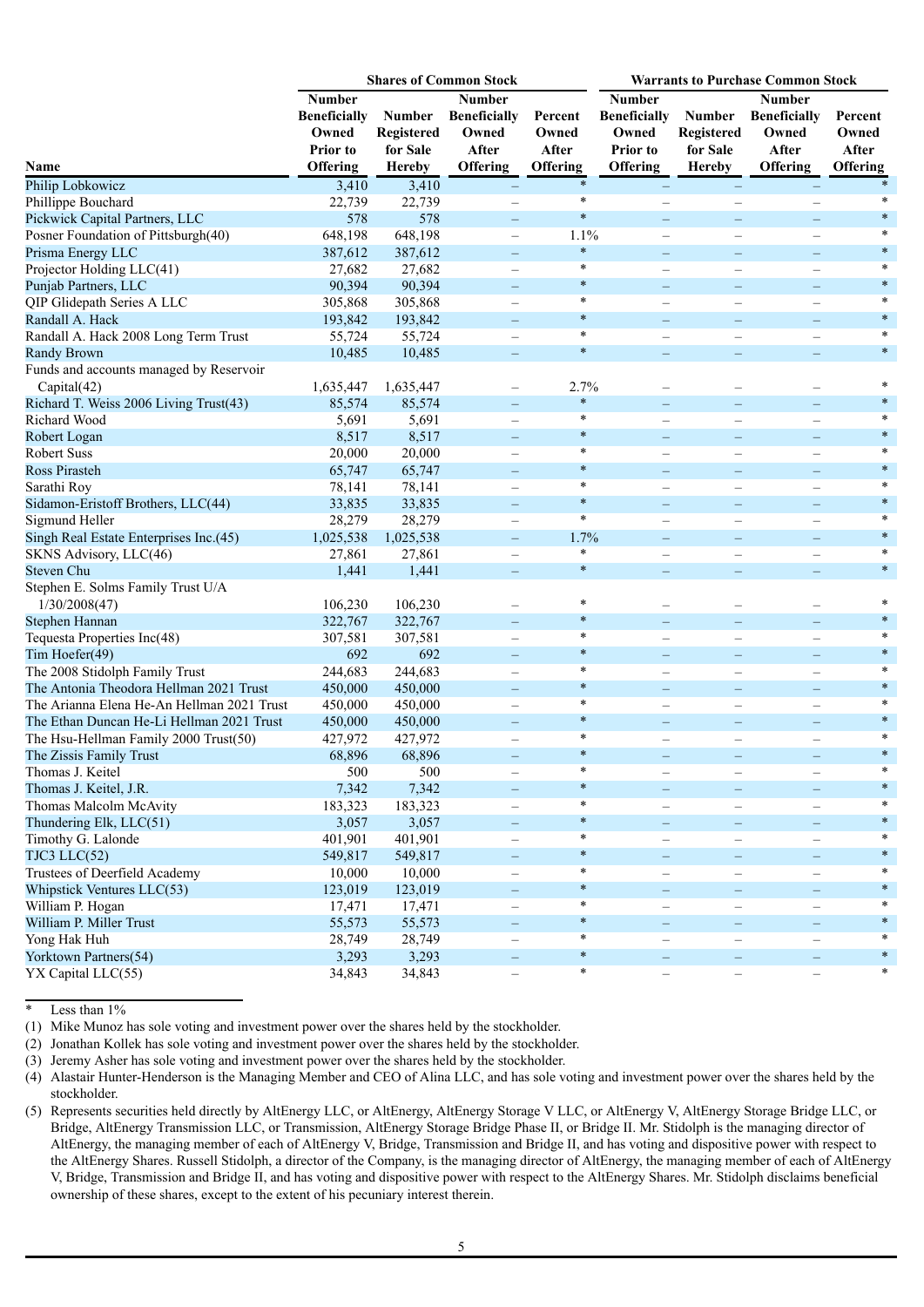| Name | Shares of Common Stock | | | | Warrants to Purchase Common Stock | | | |
|---|---|---|---|---|---|---|---|---|
| | Number Beneficially Owned Prior to Offering | Number Registered for Sale Hereby | Number Beneficially Owned After Offering | Percent Owned After Offering | Number Beneficially Owned Prior to Offering | Number Registered for Sale Hereby | Number Beneficially Owned After Offering | Percent Owned After Offering |
| Philip Lobkowicz | 3,410 | 3,410 | – | * | – | – | – | * |
| Phillippe Bouchard | 22,739 | 22,739 | – | * | – | – | – | * |
| Pickwick Capital Partners, LLC | 578 | 578 | – | * | – | – | – | * |
| Posner Foundation of Pittsburgh(40) | 648,198 | 648,198 | – | 1.1% | – | – | – | * |
| Prisma Energy LLC | 387,612 | 387,612 | – | * | – | – | – | * |
| Projector Holding LLC(41) | 27,682 | 27,682 | – | * | – | – | – | * |
| Punjab Partners, LLC | 90,394 | 90,394 | – | * | – | – | – | * |
| QIP Glidepath Series A LLC | 305,868 | 305,868 | – | * | – | – | – | * |
| Randall A. Hack | 193,842 | 193,842 | – | * | – | – | – | * |
| Randall A. Hack 2008 Long Term Trust | 55,724 | 55,724 | – | * | – | – | – | * |
| Randy Brown | 10,485 | 10,485 | – | * | – | – | – | * |
| Funds and accounts managed by Reservoir Capital(42) | 1,635,447 | 1,635,447 | – | 2.7% | – | – | – | * |
| Richard T. Weiss 2006 Living Trust(43) | 85,574 | 85,574 | – | * | – | – | – | * |
| Richard Wood | 5,691 | 5,691 | – | * | – | – | – | * |
| Robert Logan | 8,517 | 8,517 | – | * | – | – | – | * |
| Robert Suss | 20,000 | 20,000 | – | * | – | – | – | * |
| Ross Pirasteh | 65,747 | 65,747 | – | * | – | – | – | * |
| Sarathi Roy | 78,141 | 78,141 | – | * | – | – | – | * |
| Sidamon-Eristoff Brothers, LLC(44) | 33,835 | 33,835 | – | * | – | – | – | * |
| Sigmund Heller | 28,279 | 28,279 | – | * | – | – | – | * |
| Singh Real Estate Enterprises Inc.(45) | 1,025,538 | 1,025,538 | – | 1.7% | – | – | – | * |
| SKNS Advisory, LLC(46) | 27,861 | 27,861 | – | * | – | – | – | * |
| Steven Chu | 1,441 | 1,441 | – | * | – | – | – | * |
| Stephen E. Solms Family Trust U/A 1/30/2008(47) | 106,230 | 106,230 | – | * | – | – | – | * |
| Stephen Hannan | 322,767 | 322,767 | – | * | – | – | – | * |
| Tequesta Properties Inc(48) | 307,581 | 307,581 | – | * | – | – | – | * |
| Tim Hoefer(49) | 692 | 692 | – | * | – | – | – | * |
| The 2008 Stidolph Family Trust | 244,683 | 244,683 | – | * | – | – | – | * |
| The Antonia Theodora Hellman 2021 Trust | 450,000 | 450,000 | – | * | – | – | – | * |
| The Arianna Elena He-An Hellman 2021 Trust | 450,000 | 450,000 | – | * | – | – | – | * |
| The Ethan Duncan He-Li Hellman 2021 Trust | 450,000 | 450,000 | – | * | – | – | – | * |
| The Hsu-Hellman Family 2000 Trust(50) | 427,972 | 427,972 | – | * | – | – | – | * |
| The Zissis Family Trust | 68,896 | 68,896 | – | * | – | – | – | * |
| Thomas J. Keitel | 500 | 500 | – | * | – | – | – | * |
| Thomas J. Keitel, J.R. | 7,342 | 7,342 | – | * | – | – | – | * |
| Thomas Malcolm McAvity | 183,323 | 183,323 | – | * | – | – | – | * |
| Thundering Elk, LLC(51) | 3,057 | 3,057 | – | * | – | – | – | * |
| Timothy G. Lalonde | 401,901 | 401,901 | – | * | – | – | – | * |
| TJC3 LLC(52) | 549,817 | 549,817 | – | * | – | – | – | * |
| Trustees of Deerfield Academy | 10,000 | 10,000 | – | * | – | – | – | * |
| Whipstick Ventures LLC(53) | 123,019 | 123,019 | – | * | – | – | – | * |
| William P. Hogan | 17,471 | 17,471 | – | * | – | – | – | * |
| William P. Miller Trust | 55,573 | 55,573 | – | * | – | – | – | * |
| Yong Hak Huh | 28,749 | 28,749 | – | * | – | – | – | * |
| Yorktown Partners(54) | 3,293 | 3,293 | – | * | – | – | – | * |
| YX Capital LLC(55) | 34,843 | 34,843 | – | * | – | – | – | * |

\* Less than 1%

(1) Mike Munoz has sole voting and investment power over the shares held by the stockholder.

(2) Jonathan Kollek has sole voting and investment power over the shares held by the stockholder.

(3) Jeremy Asher has sole voting and investment power over the shares held by the stockholder.

(4) Alastair Hunter-Henderson is the Managing Member and CEO of Alina LLC, and has sole voting and investment power over the shares held by the stockholder.

(5) Represents securities held directly by AltEnergy LLC, or AltEnergy, AltEnergy Storage V LLC, or AltEnergy V, AltEnergy Storage Bridge LLC, or Bridge, AltEnergy Transmission LLC, or Transmission, AltEnergy Storage Bridge Phase II, or Bridge II. Mr. Stidolph is the managing director of AltEnergy, the managing member of each of AltEnergy V, Bridge, Transmission and Bridge II, and has voting and dispositive power with respect to the AltEnergy Shares. Russell Stidolph, a director of the Company, is the managing director of AltEnergy, the managing member of each of AltEnergy V, Bridge, Transmission and Bridge II, and has voting and dispositive power with respect to the AltEnergy Shares. Mr. Stidolph disclaims beneficial ownership of these shares, except to the extent of his pecuniary interest therein.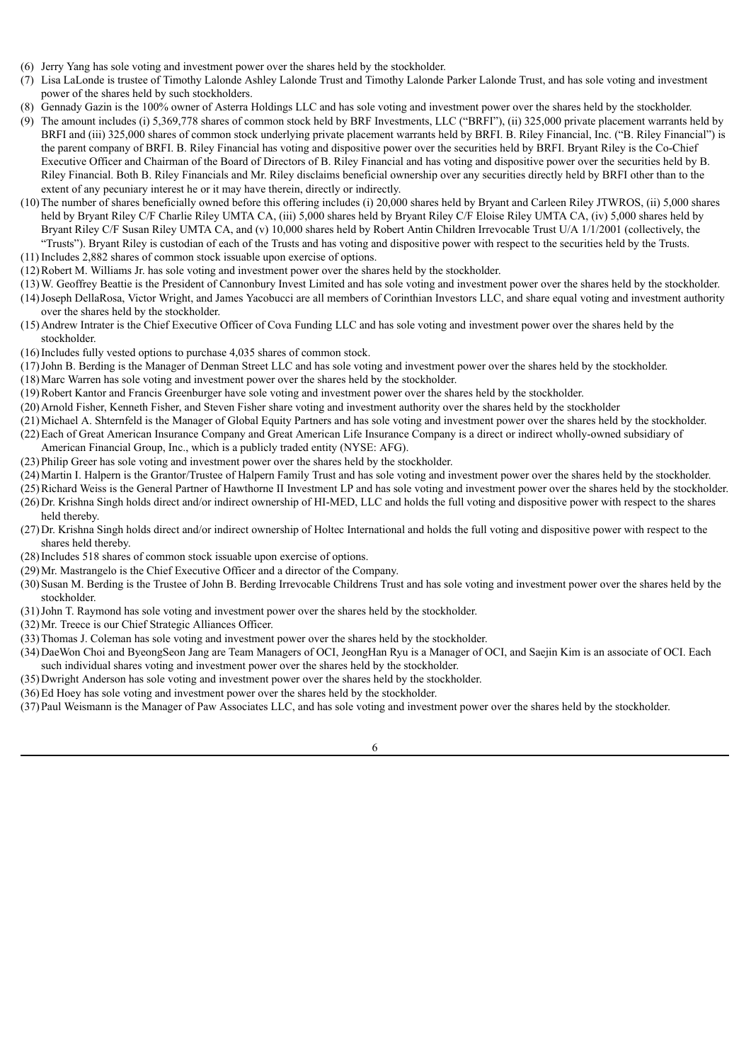(6) Jerry Yang has sole voting and investment power over the shares held by the stockholder.

(7) Lisa LaLonde is trustee of Timothy Lalonde Ashley Lalonde Trust and Timothy Lalonde Parker Lalonde Trust, and has sole voting and investment power of the shares held by such stockholders.

(8) Gennady Gazin is the 100% owner of Asterra Holdings LLC and has sole voting and investment power over the shares held by the stockholder.

(9) The amount includes (i) 5,369,778 shares of common stock held by BRF Investments, LLC ("BRFI"), (ii) 325,000 private placement warrants held by BRFI and (iii) 325,000 shares of common stock underlying private placement warrants held by BRFI. B. Riley Financial, Inc. ("B. Riley Financial") is the parent company of BRFI. B. Riley Financial has voting and dispositive power over the securities held by BRFI. Bryant Riley is the Co-Chief Executive Officer and Chairman of the Board of Directors of B. Riley Financial and has voting and dispositive power over the securities held by B. Riley Financial. Both B. Riley Financials and Mr. Riley disclaims beneficial ownership over any securities directly held by BRFI other than to the extent of any pecuniary interest he or it may have therein, directly or indirectly.

(10) The number of shares beneficially owned before this offering includes (i) 20,000 shares held by Bryant and Carleen Riley JTWROS, (ii) 5,000 shares held by Bryant Riley C/F Charlie Riley UMTA CA, (iii) 5,000 shares held by Bryant Riley C/F Eloise Riley UMTA CA, (iv) 5,000 shares held by Bryant Riley C/F Susan Riley UMTA CA, and (v) 10,000 shares held by Robert Antin Children Irrevocable Trust U/A 1/1/2001 (collectively, the "Trusts"). Bryant Riley is custodian of each of the Trusts and has voting and dispositive power with respect to the securities held by the Trusts.

(11) Includes 2,882 shares of common stock issuable upon exercise of options.

(12) Robert M. Williams Jr. has sole voting and investment power over the shares held by the stockholder.

(13) W. Geoffrey Beattie is the President of Cannonbury Invest Limited and has sole voting and investment power over the shares held by the stockholder.

(14) Joseph DellaRosa, Victor Wright, and James Yacobucci are all members of Corinthian Investors LLC, and share equal voting and investment authority over the shares held by the stockholder.

(15) Andrew Intrater is the Chief Executive Officer of Cova Funding LLC and has sole voting and investment power over the shares held by the stockholder.

(16) Includes fully vested options to purchase 4,035 shares of common stock.

(17) John B. Berding is the Manager of Denman Street LLC and has sole voting and investment power over the shares held by the stockholder.

(18) Marc Warren has sole voting and investment power over the shares held by the stockholder.

(19) Robert Kantor and Francis Greenburger have sole voting and investment power over the shares held by the stockholder.

(20) Arnold Fisher, Kenneth Fisher, and Steven Fisher share voting and investment authority over the shares held by the stockholder

(21) Michael A. Shternfeld is the Manager of Global Equity Partners and has sole voting and investment power over the shares held by the stockholder.

(22) Each of Great American Insurance Company and Great American Life Insurance Company is a direct or indirect wholly-owned subsidiary of American Financial Group, Inc., which is a publicly traded entity (NYSE: AFG).

(23) Philip Greer has sole voting and investment power over the shares held by the stockholder.

(24) Martin I. Halpern is the Grantor/Trustee of Halpern Family Trust and has sole voting and investment power over the shares held by the stockholder.

(25) Richard Weiss is the General Partner of Hawthorne II Investment LP and has sole voting and investment power over the shares held by the stockholder.

(26) Dr. Krishna Singh holds direct and/or indirect ownership of HI-MED, LLC and holds the full voting and dispositive power with respect to the shares held thereby.

(27) Dr. Krishna Singh holds direct and/or indirect ownership of Holtec International and holds the full voting and dispositive power with respect to the shares held thereby.

(28) Includes 518 shares of common stock issuable upon exercise of options.

(29) Mr. Mastrangelo is the Chief Executive Officer and a director of the Company.

(30) Susan M. Berding is the Trustee of John B. Berding Irrevocable Childrens Trust and has sole voting and investment power over the shares held by the stockholder.

(31) John T. Raymond has sole voting and investment power over the shares held by the stockholder.

(32) Mr. Treece is our Chief Strategic Alliances Officer.

(33) Thomas J. Coleman has sole voting and investment power over the shares held by the stockholder.

(34) DaeWon Choi and ByeongSeon Jang are Team Managers of OCI, JeongHan Ryu is a Manager of OCI, and Saejin Kim is an associate of OCI. Each such individual shares voting and investment power over the shares held by the stockholder.

(35) Dwright Anderson has sole voting and investment power over the shares held by the stockholder.

(36) Ed Hoey has sole voting and investment power over the shares held by the stockholder.

(37) Paul Weismann is the Manager of Paw Associates LLC, and has sole voting and investment power over the shares held by the stockholder.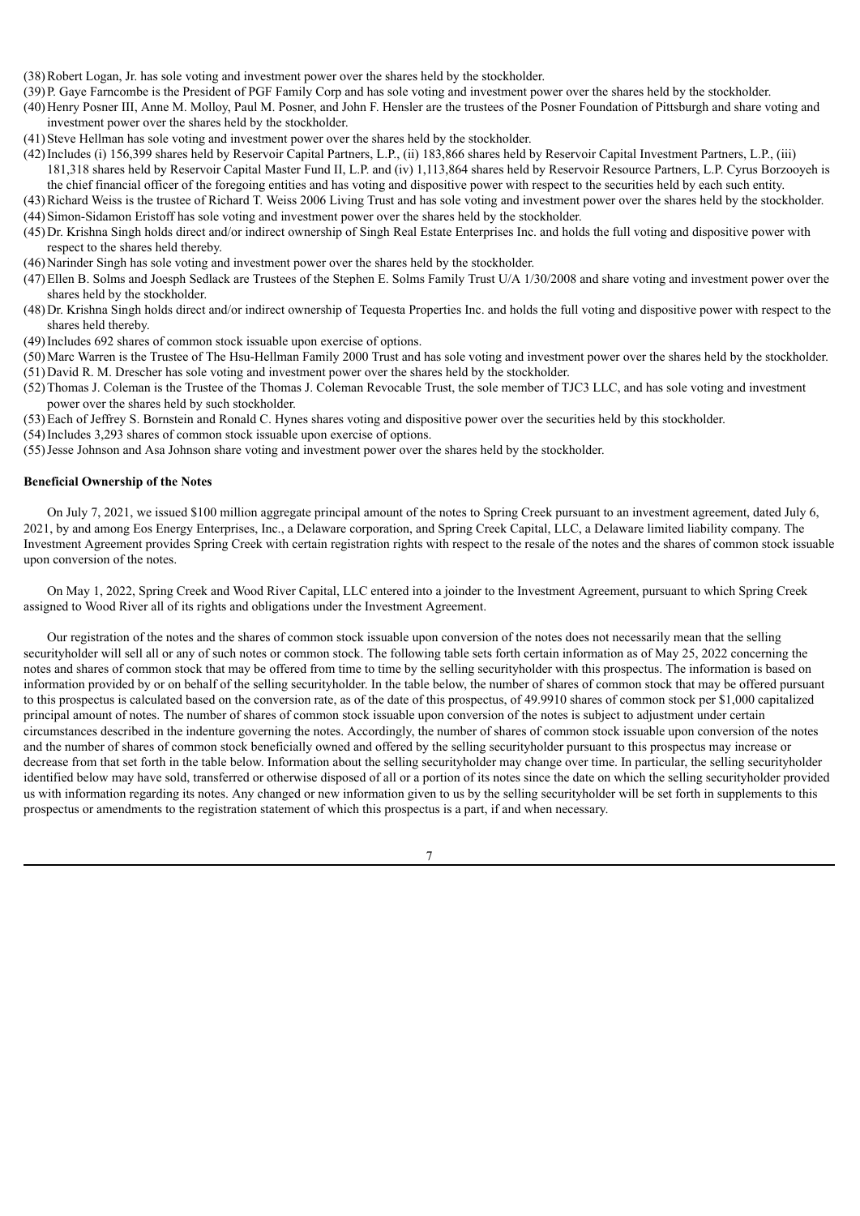(38) Robert Logan, Jr. has sole voting and investment power over the shares held by the stockholder.

(39) P. Gaye Farncombe is the President of PGF Family Corp and has sole voting and investment power over the shares held by the stockholder.

(40) Henry Posner III, Anne M. Molloy, Paul M. Posner, and John F. Hensler are the trustees of the Posner Foundation of Pittsburgh and share voting and investment power over the shares held by the stockholder.

(41) Steve Hellman has sole voting and investment power over the shares held by the stockholder.

(42) Includes (i) 156,399 shares held by Reservoir Capital Partners, L.P., (ii) 183,866 shares held by Reservoir Capital Investment Partners, L.P., (iii) 181,318 shares held by Reservoir Capital Master Fund II, L.P. and (iv) 1,113,864 shares held by Reservoir Resource Partners, L.P. Cyrus Borzooyeh is the chief financial officer of the foregoing entities and has voting and dispositive power with respect to the securities held by each such entity.

(43) Richard Weiss is the trustee of Richard T. Weiss 2006 Living Trust and has sole voting and investment power over the shares held by the stockholder.

(44) Simon-Sidamon Eristoff has sole voting and investment power over the shares held by the stockholder.

(45) Dr. Krishna Singh holds direct and/or indirect ownership of Singh Real Estate Enterprises Inc. and holds the full voting and dispositive power with respect to the shares held thereby.

(46) Narinder Singh has sole voting and investment power over the shares held by the stockholder.

(47) Ellen B. Solms and Joesph Sedlack are Trustees of the Stephen E. Solms Family Trust U/A 1/30/2008 and share voting and investment power over the shares held by the stockholder.

(48) Dr. Krishna Singh holds direct and/or indirect ownership of Tequesta Properties Inc. and holds the full voting and dispositive power with respect to the shares held thereby.

(49) Includes 692 shares of common stock issuable upon exercise of options.

(50) Marc Warren is the Trustee of The Hsu-Hellman Family 2000 Trust and has sole voting and investment power over the shares held by the stockholder.

(51) David R. M. Drescher has sole voting and investment power over the shares held by the stockholder.

(52) Thomas J. Coleman is the Trustee of the Thomas J. Coleman Revocable Trust, the sole member of TJC3 LLC, and has sole voting and investment power over the shares held by such stockholder.

(53) Each of Jeffrey S. Bornstein and Ronald C. Hynes shares voting and dispositive power over the securities held by this stockholder.

(54) Includes 3,293 shares of common stock issuable upon exercise of options.

(55) Jesse Johnson and Asa Johnson share voting and investment power over the shares held by the stockholder.

**Beneficial Ownership of the Notes**

On July 7, 2021, we issued $100 million aggregate principal amount of the notes to Spring Creek pursuant to an investment agreement, dated July 6, 2021, by and among Eos Energy Enterprises, Inc., a Delaware corporation, and Spring Creek Capital, LLC, a Delaware limited liability company. The Investment Agreement provides Spring Creek with certain registration rights with respect to the resale of the notes and the shares of common stock issuable upon conversion of the notes.

On May 1, 2022, Spring Creek and Wood River Capital, LLC entered into a joinder to the Investment Agreement, pursuant to which Spring Creek assigned to Wood River all of its rights and obligations under the Investment Agreement.

Our registration of the notes and the shares of common stock issuable upon conversion of the notes does not necessarily mean that the selling securityholder will sell all or any of such notes or common stock. The following table sets forth certain information as of May 25, 2022 concerning the notes and shares of common stock that may be offered from time to time by the selling securityholder with this prospectus. The information is based on information provided by or on behalf of the selling securityholder. In the table below, the number of shares of common stock that may be offered pursuant to this prospectus is calculated based on the conversion rate, as of the date of this prospectus, of 49.9910 shares of common stock per $1,000 capitalized principal amount of notes. The number of shares of common stock issuable upon conversion of the notes is subject to adjustment under certain circumstances described in the indenture governing the notes. Accordingly, the number of shares of common stock issuable upon conversion of the notes and the number of shares of common stock beneficially owned and offered by the selling securityholder pursuant to this prospectus may increase or decrease from that set forth in the table below. Information about the selling securityholder may change over time. In particular, the selling securityholder identified below may have sold, transferred or otherwise disposed of all or a portion of its notes since the date on which the selling securityholder provided us with information regarding its notes. Any changed or new information given to us by the selling securityholder will be set forth in supplements to this prospectus or amendments to the registration statement of which this prospectus is a part, if and when necessary.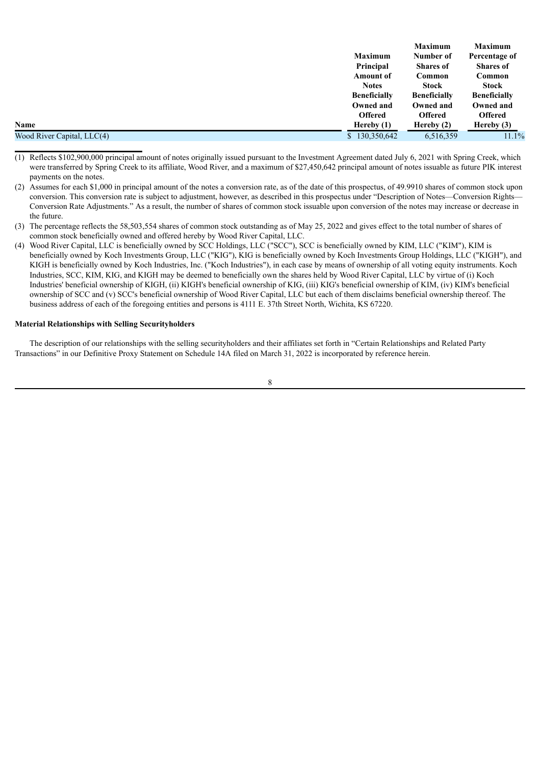| Name | Maximum Principal Amount of Notes Beneficially Owned and Offered Hereby (1) | Maximum Number of Shares of Common Stock Beneficially Owned and Offered Hereby (2) | Maximum Percentage of Shares of Common Stock Beneficially Owned and Offered Hereby (3) |
|---|---|---|---|
| Wood River Capital, LLC(4) | $ 130,350,642 | 6,516,359 | 11.1% |

(1) Reflects $102,900,000 principal amount of notes originally issued pursuant to the Investment Agreement dated July 6, 2021 with Spring Creek, which were transferred by Spring Creek to its affiliate, Wood River, and a maximum of $27,450,642 principal amount of notes issuable as future PIK interest payments on the notes.

(2) Assumes for each $1,000 in principal amount of the notes a conversion rate, as of the date of this prospectus, of 49.9910 shares of common stock upon conversion. This conversion rate is subject to adjustment, however, as described in this prospectus under "Description of Notes—Conversion Rights—Conversion Rate Adjustments." As a result, the number of shares of common stock issuable upon conversion of the notes may increase or decrease in the future.

(3) The percentage reflects the 58,503,554 shares of common stock outstanding as of May 25, 2022 and gives effect to the total number of shares of common stock beneficially owned and offered hereby by Wood River Capital, LLC.

(4) Wood River Capital, LLC is beneficially owned by SCC Holdings, LLC ("SCC"), SCC is beneficially owned by KIM, LLC ("KIM"), KIM is beneficially owned by Koch Investments Group, LLC ("KIG"), KIG is beneficially owned by Koch Investments Group Holdings, LLC ("KIGH"), and KIGH is beneficially owned by Koch Industries, Inc. ("Koch Industries"), in each case by means of ownership of all voting equity instruments. Koch Industries, SCC, KIM, KIG, and KIGH may be deemed to beneficially own the shares held by Wood River Capital, LLC by virtue of (i) Koch Industries' beneficial ownership of KIGH, (ii) KIGH's beneficial ownership of KIG, (iii) KIG's beneficial ownership of KIM, (iv) KIM's beneficial ownership of SCC and (v) SCC's beneficial ownership of Wood River Capital, LLC but each of them disclaims beneficial ownership thereof. The business address of each of the foregoing entities and persons is 4111 E. 37th Street North, Wichita, KS 67220.

**Material Relationships with Selling Securityholders**

The description of our relationships with the selling securityholders and their affiliates set forth in "Certain Relationships and Related Party Transactions" in our Definitive Proxy Statement on Schedule 14A filed on March 31, 2022 is incorporated by reference herein.